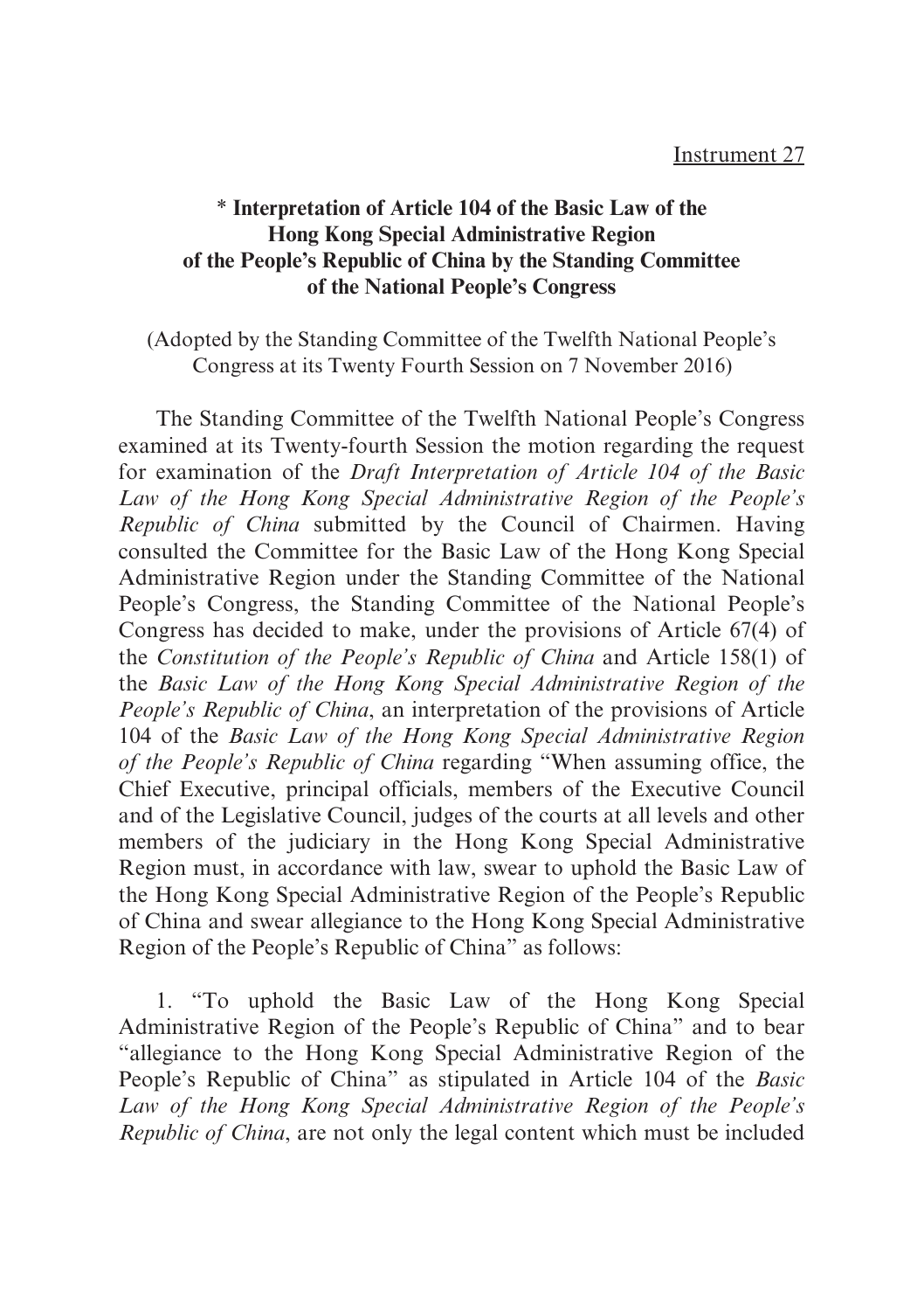Instrument 27

## * Interpretation of Article 104 of the Basic Law of the Hong Kong Special Administrative Region of the People's Republic of China by the Standing Committee of the National People's Congress

(Adopted by the Standing Committee of the Twelfth National People's Congress at its Twenty Fourth Session on 7 November 2016)

The Standing Committee of the Twelfth National People's Congress examined at its Twenty-fourth Session the motion regarding the request for examination of the *Draft Interpretation of Article 104 of the Basic Law of the Hong Kong Special Administrative Region of the People's Republic of China* submitted by the Council of Chairmen. Having consulted the Committee for the Basic Law of the Hong Kong Special Administrative Region under the Standing Committee of the National People's Congress, the Standing Committee of the National People's Congress has decided to make, under the provisions of Article 67(4) of the *Constitution of the People's Republic of China* and Article 158(1) of the *Basic Law of the Hong Kong Special Administrative Region of the People's Republic of China*, an interpretation of the provisions of Article 104 of the *Basic Law of the Hong Kong Special Administrative Region of the People's Republic of China* regarding "When assuming office, the Chief Executive, principal officials, members of the Executive Council and of the Legislative Council, judges of the courts at all levels and other members of the judiciary in the Hong Kong Special Administrative Region must, in accordance with law, swear to uphold the Basic Law of the Hong Kong Special Administrative Region of the People's Republic of China and swear allegiance to the Hong Kong Special Administrative Region of the People's Republic of China" as follows:

1. "To uphold the Basic Law of the Hong Kong Special Administrative Region of the People's Republic of China" and to bear "allegiance to the Hong Kong Special Administrative Region of the People's Republic of China" as stipulated in Article 104 of the *Basic Law of the Hong Kong Special Administrative Region of the People's Republic of China*, are not only the legal content which must be included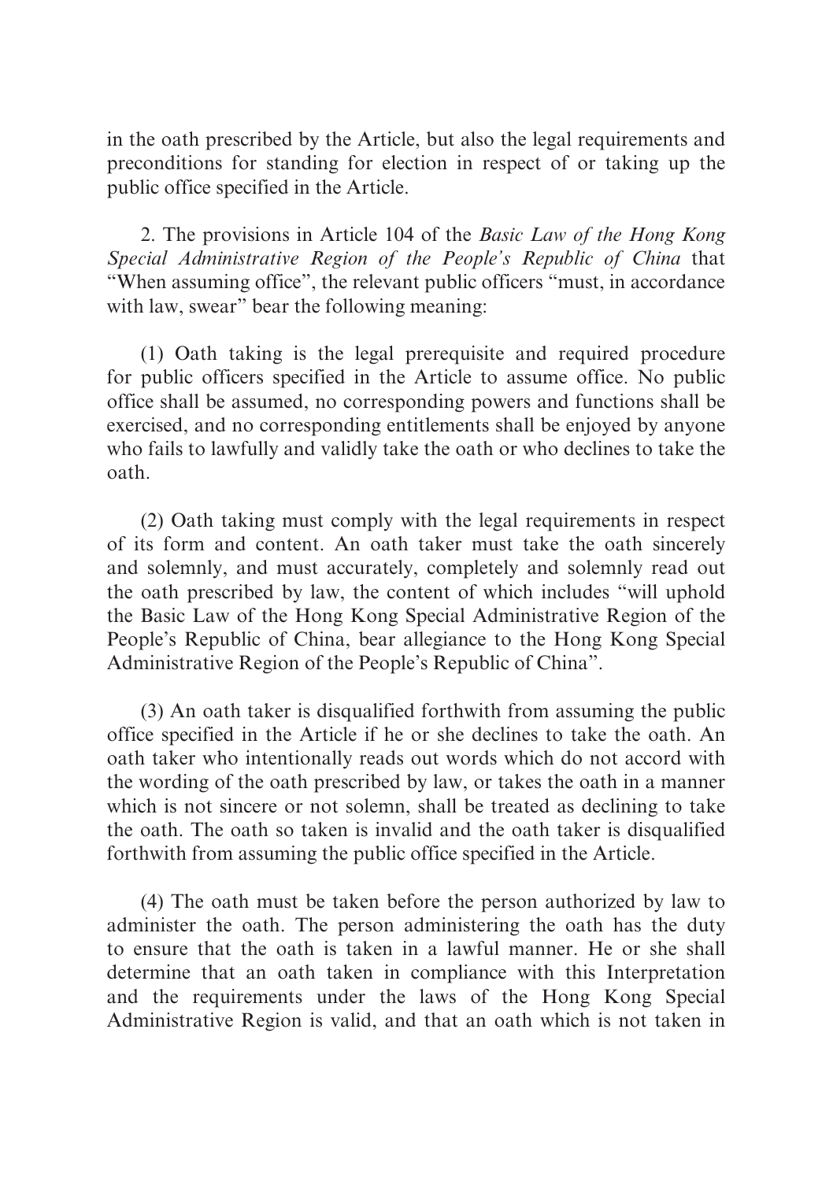in the oath prescribed by the Article, but also the legal requirements and preconditions for standing for election in respect of or taking up the public office specified in the Article.

2. The provisions in Article 104 of the *Basic Law of the Hong Kong Special Administrative Region of the People's Republic of China* that "When assuming office", the relevant public officers "must, in accordance with law, swear" bear the following meaning:

(1) Oath taking is the legal prerequisite and required procedure for public officers specified in the Article to assume office. No public office shall be assumed, no corresponding powers and functions shall be exercised, and no corresponding entitlements shall be enjoyed by anyone who fails to lawfully and validly take the oath or who declines to take the oath.

(2) Oath taking must comply with the legal requirements in respect of its form and content. An oath taker must take the oath sincerely and solemnly, and must accurately, completely and solemnly read out the oath prescribed by law, the content of which includes "will uphold the Basic Law of the Hong Kong Special Administrative Region of the People's Republic of China, bear allegiance to the Hong Kong Special Administrative Region of the People's Republic of China".

(3) An oath taker is disqualified forthwith from assuming the public office specified in the Article if he or she declines to take the oath. An oath taker who intentionally reads out words which do not accord with the wording of the oath prescribed by law, or takes the oath in a manner which is not sincere or not solemn, shall be treated as declining to take the oath. The oath so taken is invalid and the oath taker is disqualified forthwith from assuming the public office specified in the Article.

(4) The oath must be taken before the person authorized by law to administer the oath. The person administering the oath has the duty to ensure that the oath is taken in a lawful manner. He or she shall determine that an oath taken in compliance with this Interpretation and the requirements under the laws of the Hong Kong Special Administrative Region is valid, and that an oath which is not taken in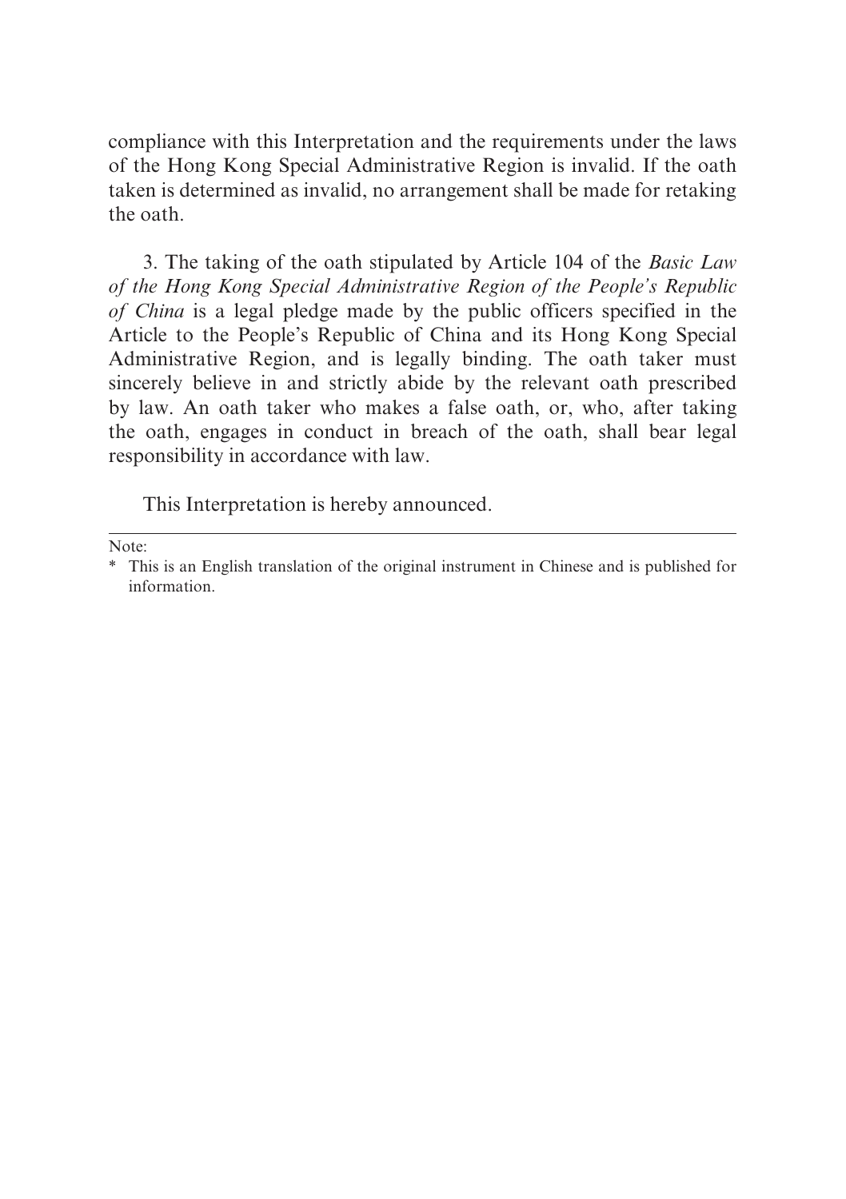compliance with this Interpretation and the requirements under the laws of the Hong Kong Special Administrative Region is invalid. If the oath taken is determined as invalid, no arrangement shall be made for retaking the oath.

3. The taking of the oath stipulated by Article 104 of the *Basic Law of the Hong Kong Special Administrative Region of the People's Republic of China* is a legal pledge made by the public officers specified in the Article to the People's Republic of China and its Hong Kong Special Administrative Region, and is legally binding. The oath taker must sincerely believe in and strictly abide by the relevant oath prescribed by law. An oath taker who makes a false oath, or, who, after taking the oath, engages in conduct in breach of the oath, shall bear legal responsibility in accordance with law.

This Interpretation is hereby announced.

---

Note:

* This is an English translation of the original instrument in Chinese and is published for information.